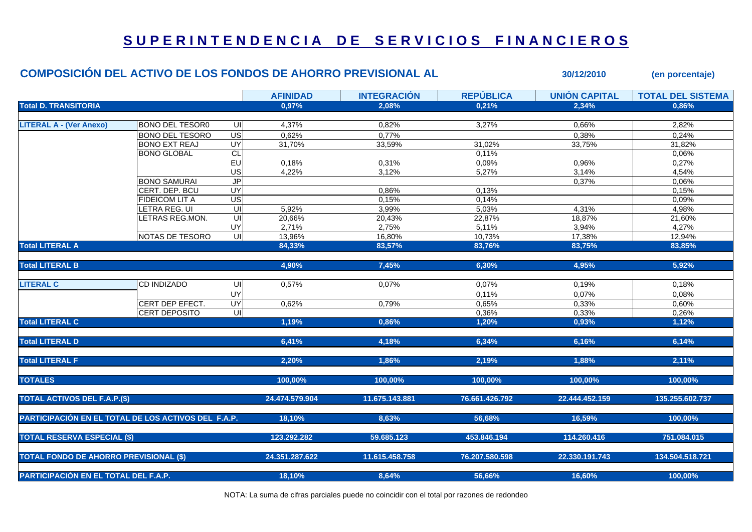# SUPERINTENDENCIA DE SERVICIOS FINANCIEROS

## COMPOSICIÓN DEL ACTIVO DE LOS FONDOS DE AHORRO PREVISIONAL AL 30/12/2010 (en porcentaje)

| | | | AFINIDAD | INTEGRACIÓN | REPÚBLICA | UNIÓN CAPITAL | TOTAL DEL SISTEMA |
|---|---|---|---|---|---|---|---|
| **Total D. TRANSITORIA** | | | **0,97%** | **2,08%** | **0,21%** | **2,34%** | **0,86%** |
| **LITERAL A - (Ver Anexo)** | BONO DEL TESOR0 | UI | 4,37% | 0,82% | 3,27% | 0,66% | 2,82% |
| | BONO DEL TESORO | US | 0,62% | 0,77% | | 0,38% | 0,24% |
| | BONO EXT REAJ | UY | 31,70% | 33,59% | 31,02% | 33,75% | 31,82% |
| | BONO GLOBAL | CL | | | 0,11% | | 0,06% |
| | | EU | 0,18% | 0,31% | 0,09% | 0,96% | 0,27% |
| | | US | 4,22% | 3,12% | 5,27% | 3,14% | 4,54% |
| | BONO SAMURAI | JP | | | | 0,37% | 0,06% |
| | CERT. DEP. BCU | UY | | 0,86% | 0,13% | | 0,15% |
| | FIDEICOM LIT A | US | | 0,15% | 0,14% | | 0,09% |
| | LETRA REG. UI | UI | 5,92% | 3,99% | 5,03% | 4,31% | 4,98% |
| | LETRAS REG.MON. | UI | 20,66% | 20,43% | 22,87% | 18,87% | 21,60% |
| | | UY | 2,71% | 2,75% | 5,11% | 3,94% | 4,27% |
| | NOTAS DE TESORO | UI | 13,96% | 16,80% | 10,73% | 17,38% | 12,94% |
| **Total LITERAL A** | | | **84,33%** | **83,57%** | **83,76%** | **83,75%** | **83,85%** |
| **Total LITERAL B** | | | **4,90%** | **7,45%** | **6,30%** | **4,95%** | **5,92%** |
| **LITERAL C** | CD INDIZADO | UI | 0,57% | 0,07% | 0,07% | 0,19% | 0,18% |
| | | UY | | | 0,11% | 0,07% | 0,08% |
| | CERT DEP EFECT. | UY | 0,62% | 0,79% | 0,65% | 0,33% | 0,60% |
| | CERT DEPOSITO | UI | | | 0,36% | 0,33% | 0,26% |
| **Total LITERAL C** | | | **1,19%** | **0,86%** | **1,20%** | **0,93%** | **1,12%** |
| **Total LITERAL D** | | | **6,41%** | **4,18%** | **6,34%** | **6,16%** | **6,14%** |
| **Total LITERAL F** | | | **2,20%** | **1,86%** | **2,19%** | **1,88%** | **2,11%** |
| **TOTALES** | | | **100,00%** | **100,00%** | **100,00%** | **100,00%** | **100,00%** |
| **TOTAL ACTIVOS DEL F.A.P.($)** | | | **24.474.579.904** | **11.675.143.881** | **76.661.426.792** | **22.444.452.159** | **135.255.602.737** |
| **PARTICIPACIÓN EN EL TOTAL DE LOS ACTIVOS DEL F.A.P.** | | | **18,10%** | **8,63%** | **56,68%** | **16,59%** | **100,00%** |
| **TOTAL RESERVA ESPECIAL ($)** | | | **123.292.282** | **59.685.123** | **453.846.194** | **114.260.416** | **751.084.015** |
| **TOTAL FONDO DE AHORRO PREVISIONAL ($)** | | | **24.351.287.622** | **11.615.458.758** | **76.207.580.598** | **22.330.191.743** | **134.504.518.721** |
| **PARTICIPACIÓN EN EL TOTAL DEL F.A.P.** | | | **18,10%** | **8,64%** | **56,66%** | **16,60%** | **100,00%** |

NOTA: La suma de cifras parciales puede no coincidir con el total por razones de redondeo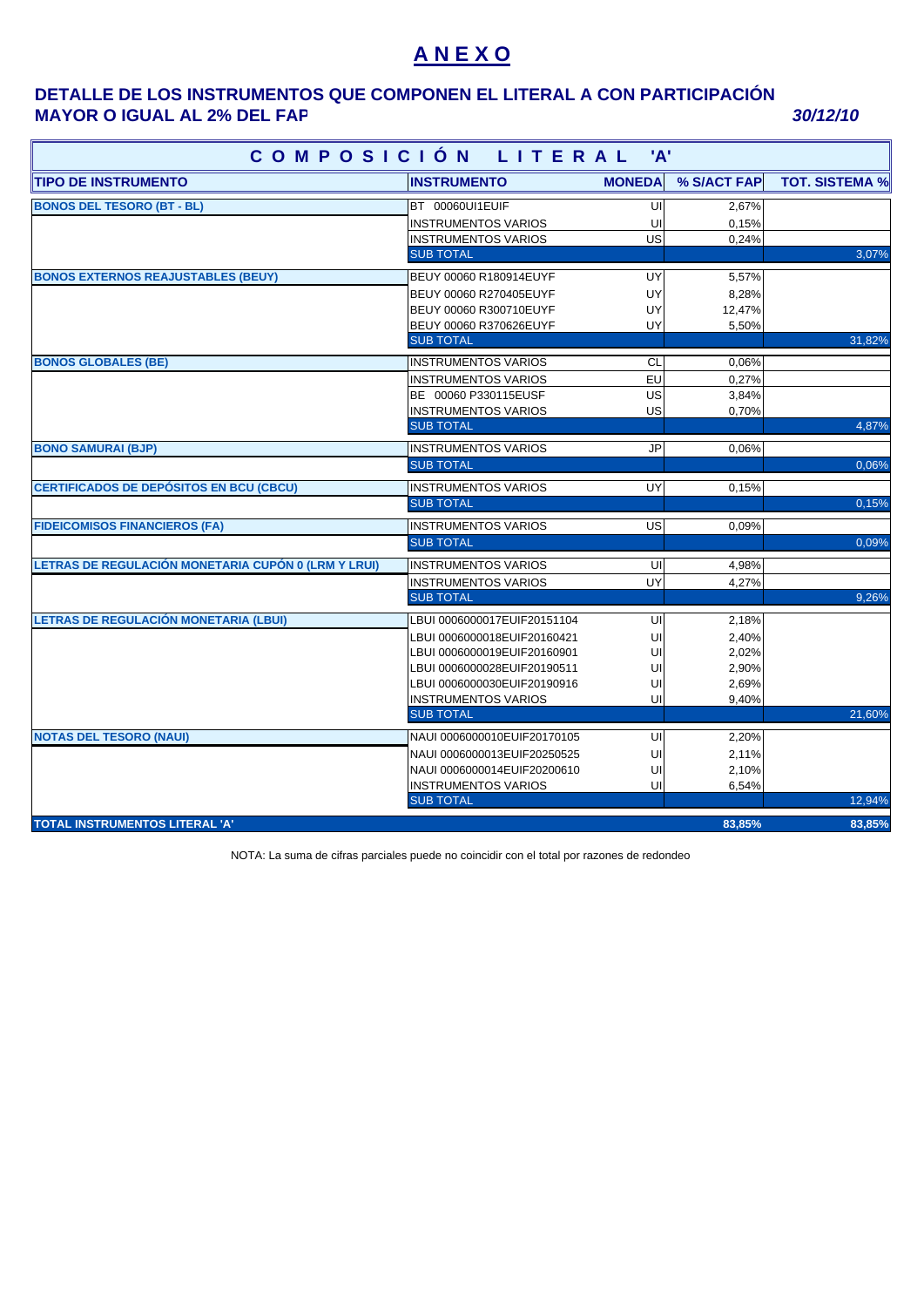# A N E X O

## DETALLE DE LOS INSTRUMENTOS QUE COMPONEN EL LITERAL A CON PARTICIPACIÓN MAYOR O IGUAL AL 2% DEL FAP

*30/12/10*

| COMPOSICIÓN LITERAL 'A' | | | | |
|---|---|---|---|---|
| **TIPO DE INSTRUMENTO** | **INSTRUMENTO** | **MONEDA** | **% S/ACT FAP** | **TOT. SISTEMA %** |
| **BONOS DEL TESORO (BT - BL)** | BT 00060UI1EUIF | UI | 2,67% | |
| | INSTRUMENTOS VARIOS | UI | 0,15% | |
| | INSTRUMENTOS VARIOS | US | 0,24% | |
| | SUB TOTAL | | | 3,07% |
| **BONOS EXTERNOS REAJUSTABLES (BEUY)** | BEUY 00060 R180914EUYF | UY | 5,57% | |
| | BEUY 00060 R270405EUYF | UY | 8,28% | |
| | BEUY 00060 R300710EUYF | UY | 12,47% | |
| | BEUY 00060 R370626EUYF | UY | 5,50% | |
| | SUB TOTAL | | | 31,82% |
| **BONOS GLOBALES (BE)** | INSTRUMENTOS VARIOS | CL | 0,06% | |
| | INSTRUMENTOS VARIOS | EU | 0,27% | |
| | BE 00060 P330115EUSF | US | 3,84% | |
| | INSTRUMENTOS VARIOS | US | 0,70% | |
| | SUB TOTAL | | | 4,87% |
| **BONO SAMURAI (BJP)** | INSTRUMENTOS VARIOS | JP | 0,06% | |
| | SUB TOTAL | | | 0,06% |
| **CERTIFICADOS DE DEPÓSITOS EN BCU (CBCU)** | INSTRUMENTOS VARIOS | UY | 0,15% | |
| | SUB TOTAL | | | 0,15% |
| **FIDEICOMISOS FINANCIEROS (FA)** | INSTRUMENTOS VARIOS | US | 0,09% | |
| | SUB TOTAL | | | 0,09% |
| **LETRAS DE REGULACIÓN MONETARIA CUPÓN 0 (LRM Y LRUI)** | INSTRUMENTOS VARIOS | UI | 4,98% | |
| | INSTRUMENTOS VARIOS | UY | 4,27% | |
| | SUB TOTAL | | | 9,26% |
| **LETRAS DE REGULACIÓN MONETARIA (LBUI)** | LBUI 0006000017EUIF20151104 | UI | 2,18% | |
| | LBUI 0006000018EUIF20160421 | UI | 2,40% | |
| | LBUI 0006000019EUIF20160901 | UI | 2,02% | |
| | LBUI 0006000028EUIF20190511 | UI | 2,90% | |
| | LBUI 0006000030EUIF20190916 | UI | 2,69% | |
| | INSTRUMENTOS VARIOS | UI | 9,40% | |
| | SUB TOTAL | | | 21,60% |
| **NOTAS DEL TESORO (NAUI)** | NAUI 0006000010EUIF20170105 | UI | 2,20% | |
| | NAUI 0006000013EUIF20250525 | UI | 2,11% | |
| | NAUI 0006000014EUIF20200610 | UI | 2,10% | |
| | INSTRUMENTOS VARIOS | UI | 6,54% | |
| | SUB TOTAL | | | 12,94% |
| **TOTAL INSTRUMENTOS LITERAL 'A'** | | | **83,85%** | **83,85%** |

NOTA: La suma de cifras parciales puede no coincidir con el total por razones de redondeo